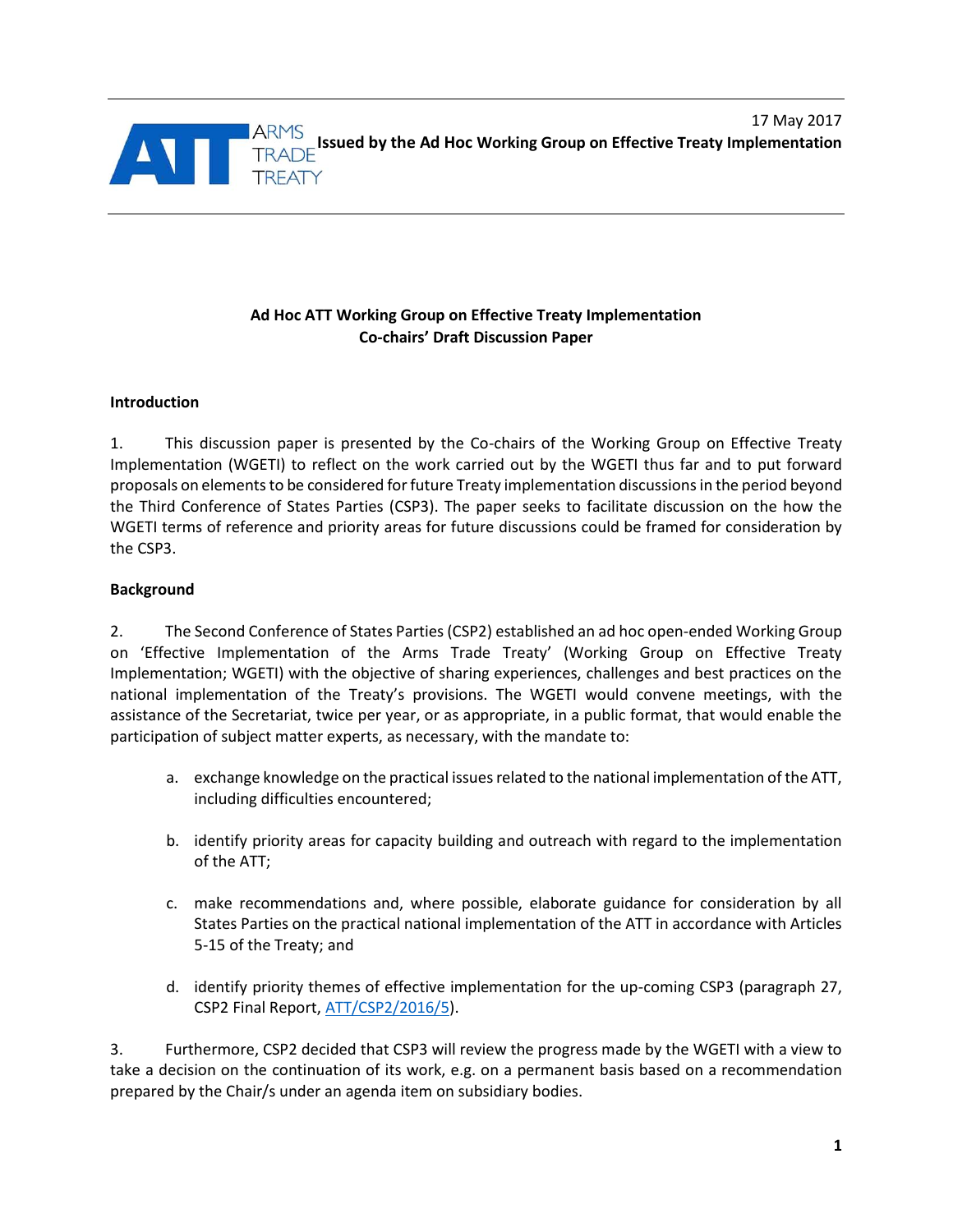17 May 2017

**Issued by the Ad Hoc Working Group on Effective Treaty Implementation**

## Ad Hoc ATT Working Group on Effective Treaty Implementation
## Co-chairs' Draft Discussion Paper

### Introduction

1. This discussion paper is presented by the Co-chairs of the Working Group on Effective Treaty Implementation (WGETI) to reflect on the work carried out by the WGETI thus far and to put forward proposals on elements to be considered for future Treaty implementation discussions in the period beyond the Third Conference of States Parties (CSP3). The paper seeks to facilitate discussion on the how the WGETI terms of reference and priority areas for future discussions could be framed for consideration by the CSP3.

### Background

2. The Second Conference of States Parties (CSP2) established an ad hoc open-ended Working Group on 'Effective Implementation of the Arms Trade Treaty' (Working Group on Effective Treaty Implementation; WGETI) with the objective of sharing experiences, challenges and best practices on the national implementation of the Treaty's provisions. The WGETI would convene meetings, with the assistance of the Secretariat, twice per year, or as appropriate, in a public format, that would enable the participation of subject matter experts, as necessary, with the mandate to:

   a. exchange knowledge on the practical issues related to the national implementation of the ATT, including difficulties encountered;

   b. identify priority areas for capacity building and outreach with regard to the implementation of the ATT;

   c. make recommendations and, where possible, elaborate guidance for consideration by all States Parties on the practical national implementation of the ATT in accordance with Articles 5-15 of the Treaty; and

   d. identify priority themes of effective implementation for the up-coming CSP3 (paragraph 27, CSP2 Final Report, ATT/CSP2/2016/5).

3. Furthermore, CSP2 decided that CSP3 will review the progress made by the WGETI with a view to take a decision on the continuation of its work, e.g. on a permanent basis based on a recommendation prepared by the Chair/s under an agenda item on subsidiary bodies.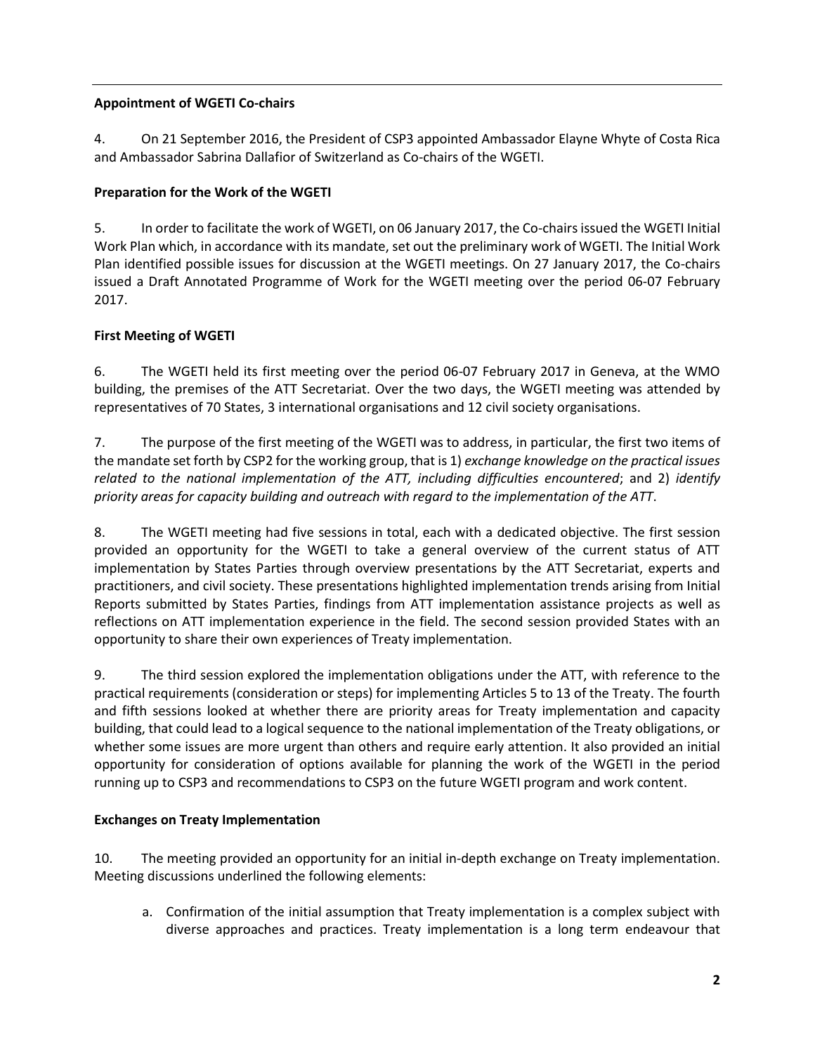**Appointment of WGETI Co-chairs**

4. On 21 September 2016, the President of CSP3 appointed Ambassador Elayne Whyte of Costa Rica and Ambassador Sabrina Dallafior of Switzerland as Co-chairs of the WGETI.

**Preparation for the Work of the WGETI**

5. In order to facilitate the work of WGETI, on 06 January 2017, the Co-chairs issued the WGETI Initial Work Plan which, in accordance with its mandate, set out the preliminary work of WGETI. The Initial Work Plan identified possible issues for discussion at the WGETI meetings. On 27 January 2017, the Co-chairs issued a Draft Annotated Programme of Work for the WGETI meeting over the period 06-07 February 2017.

**First Meeting of WGETI**

6. The WGETI held its first meeting over the period 06-07 February 2017 in Geneva, at the WMO building, the premises of the ATT Secretariat. Over the two days, the WGETI meeting was attended by representatives of 70 States, 3 international organisations and 12 civil society organisations.

7. The purpose of the first meeting of the WGETI was to address, in particular, the first two items of the mandate set forth by CSP2 for the working group, that is 1) *exchange knowledge on the practical issues related to the national implementation of the ATT, including difficulties encountered*; and 2) *identify priority areas for capacity building and outreach with regard to the implementation of the ATT*.

8. The WGETI meeting had five sessions in total, each with a dedicated objective. The first session provided an opportunity for the WGETI to take a general overview of the current status of ATT implementation by States Parties through overview presentations by the ATT Secretariat, experts and practitioners, and civil society. These presentations highlighted implementation trends arising from Initial Reports submitted by States Parties, findings from ATT implementation assistance projects as well as reflections on ATT implementation experience in the field. The second session provided States with an opportunity to share their own experiences of Treaty implementation.

9. The third session explored the implementation obligations under the ATT, with reference to the practical requirements (consideration or steps) for implementing Articles 5 to 13 of the Treaty. The fourth and fifth sessions looked at whether there are priority areas for Treaty implementation and capacity building, that could lead to a logical sequence to the national implementation of the Treaty obligations, or whether some issues are more urgent than others and require early attention. It also provided an initial opportunity for consideration of options available for planning the work of the WGETI in the period running up to CSP3 and recommendations to CSP3 on the future WGETI program and work content.

**Exchanges on Treaty Implementation**

10. The meeting provided an opportunity for an initial in-depth exchange on Treaty implementation. Meeting discussions underlined the following elements:

a. Confirmation of the initial assumption that Treaty implementation is a complex subject with diverse approaches and practices. Treaty implementation is a long term endeavour that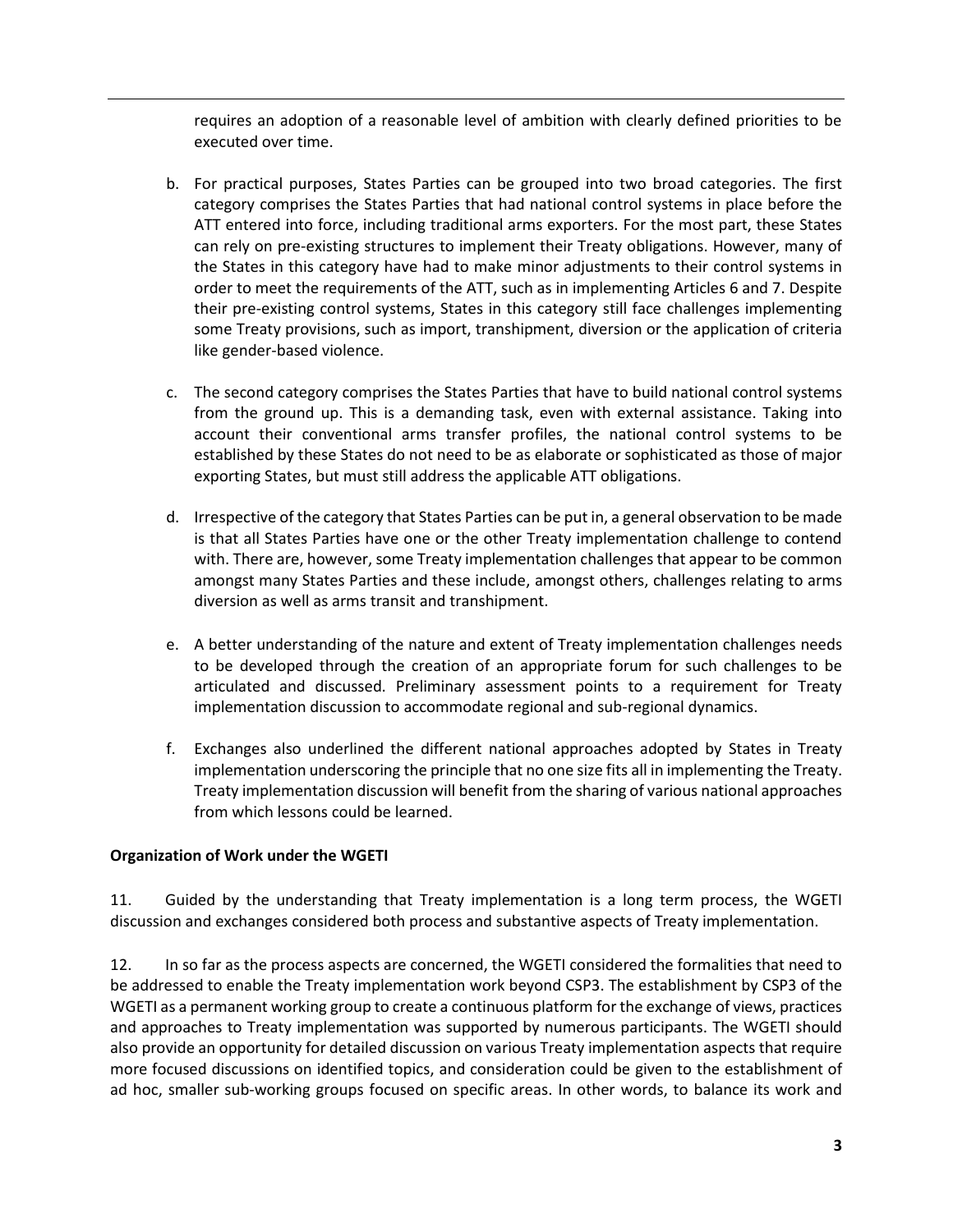requires an adoption of a reasonable level of ambition with clearly defined priorities to be executed over time.

b. For practical purposes, States Parties can be grouped into two broad categories. The first category comprises the States Parties that had national control systems in place before the ATT entered into force, including traditional arms exporters. For the most part, these States can rely on pre-existing structures to implement their Treaty obligations. However, many of the States in this category have had to make minor adjustments to their control systems in order to meet the requirements of the ATT, such as in implementing Articles 6 and 7. Despite their pre-existing control systems, States in this category still face challenges implementing some Treaty provisions, such as import, transhipment, diversion or the application of criteria like gender-based violence.

c. The second category comprises the States Parties that have to build national control systems from the ground up. This is a demanding task, even with external assistance. Taking into account their conventional arms transfer profiles, the national control systems to be established by these States do not need to be as elaborate or sophisticated as those of major exporting States, but must still address the applicable ATT obligations.

d. Irrespective of the category that States Parties can be put in, a general observation to be made is that all States Parties have one or the other Treaty implementation challenge to contend with. There are, however, some Treaty implementation challenges that appear to be common amongst many States Parties and these include, amongst others, challenges relating to arms diversion as well as arms transit and transhipment.

e. A better understanding of the nature and extent of Treaty implementation challenges needs to be developed through the creation of an appropriate forum for such challenges to be articulated and discussed. Preliminary assessment points to a requirement for Treaty implementation discussion to accommodate regional and sub-regional dynamics.

f. Exchanges also underlined the different national approaches adopted by States in Treaty implementation underscoring the principle that no one size fits all in implementing the Treaty. Treaty implementation discussion will benefit from the sharing of various national approaches from which lessons could be learned.

**Organization of Work under the WGETI**

11. Guided by the understanding that Treaty implementation is a long term process, the WGETI discussion and exchanges considered both process and substantive aspects of Treaty implementation.

12. In so far as the process aspects are concerned, the WGETI considered the formalities that need to be addressed to enable the Treaty implementation work beyond CSP3. The establishment by CSP3 of the WGETI as a permanent working group to create a continuous platform for the exchange of views, practices and approaches to Treaty implementation was supported by numerous participants. The WGETI should also provide an opportunity for detailed discussion on various Treaty implementation aspects that require more focused discussions on identified topics, and consideration could be given to the establishment of ad hoc, smaller sub-working groups focused on specific areas. In other words, to balance its work and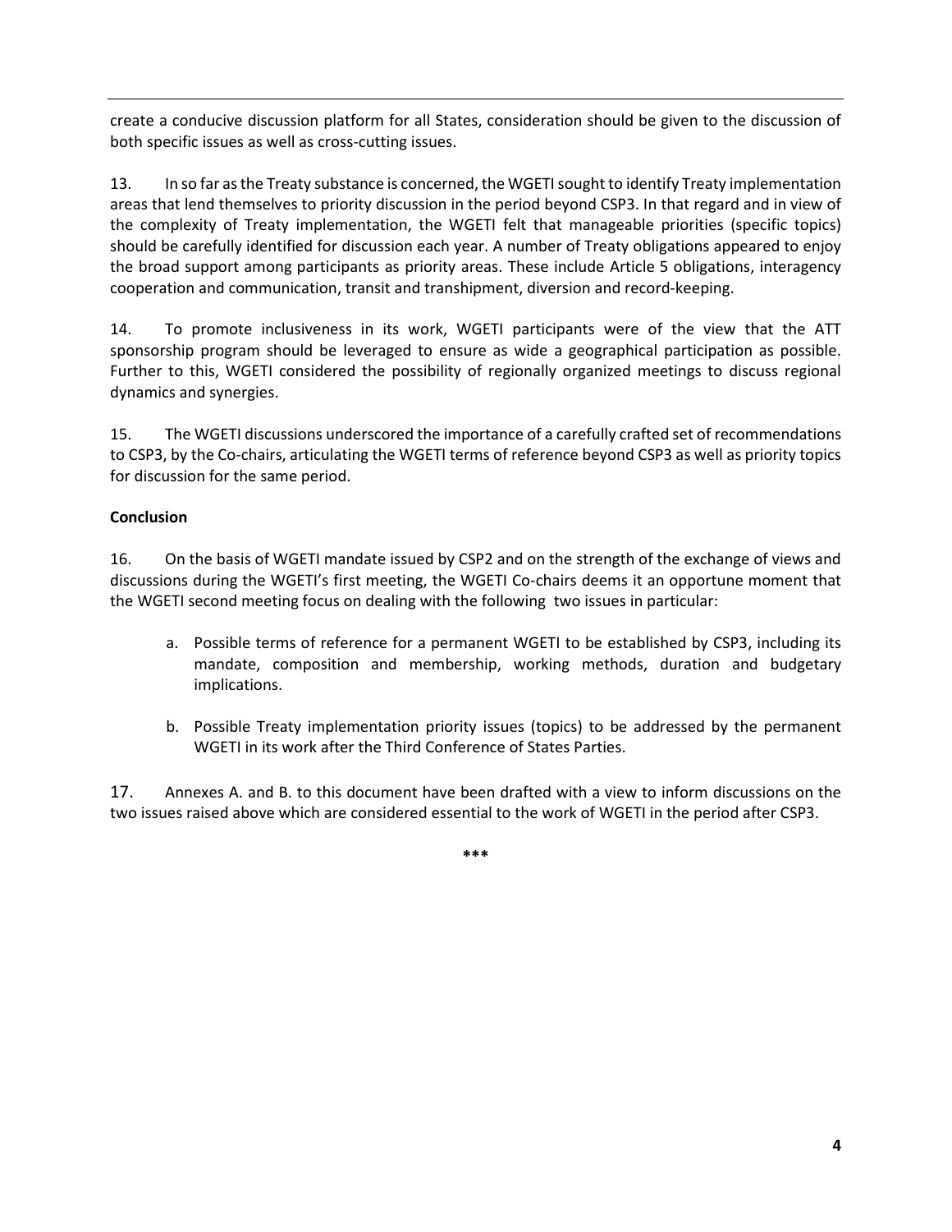create a conducive discussion platform for all States, consideration should be given to the discussion of both specific issues as well as cross-cutting issues.

13. In so far as the Treaty substance is concerned, the WGETI sought to identify Treaty implementation areas that lend themselves to priority discussion in the period beyond CSP3. In that regard and in view of the complexity of Treaty implementation, the WGETI felt that manageable priorities (specific topics) should be carefully identified for discussion each year. A number of Treaty obligations appeared to enjoy the broad support among participants as priority areas. These include Article 5 obligations, interagency cooperation and communication, transit and transhipment, diversion and record-keeping.

14. To promote inclusiveness in its work, WGETI participants were of the view that the ATT sponsorship program should be leveraged to ensure as wide a geographical participation as possible. Further to this, WGETI considered the possibility of regionally organized meetings to discuss regional dynamics and synergies.

15. The WGETI discussions underscored the importance of a carefully crafted set of recommendations to CSP3, by the Co-chairs, articulating the WGETI terms of reference beyond CSP3 as well as priority topics for discussion for the same period.

**Conclusion**

16. On the basis of WGETI mandate issued by CSP2 and on the strength of the exchange of views and discussions during the WGETI's first meeting, the WGETI Co-chairs deems it an opportune moment that the WGETI second meeting focus on dealing with the following two issues in particular:

a. Possible terms of reference for a permanent WGETI to be established by CSP3, including its mandate, composition and membership, working methods, duration and budgetary implications.

b. Possible Treaty implementation priority issues (topics) to be addressed by the permanent WGETI in its work after the Third Conference of States Parties.

17. Annexes A. and B. to this document have been drafted with a view to inform discussions on the two issues raised above which are considered essential to the work of WGETI in the period after CSP3.

***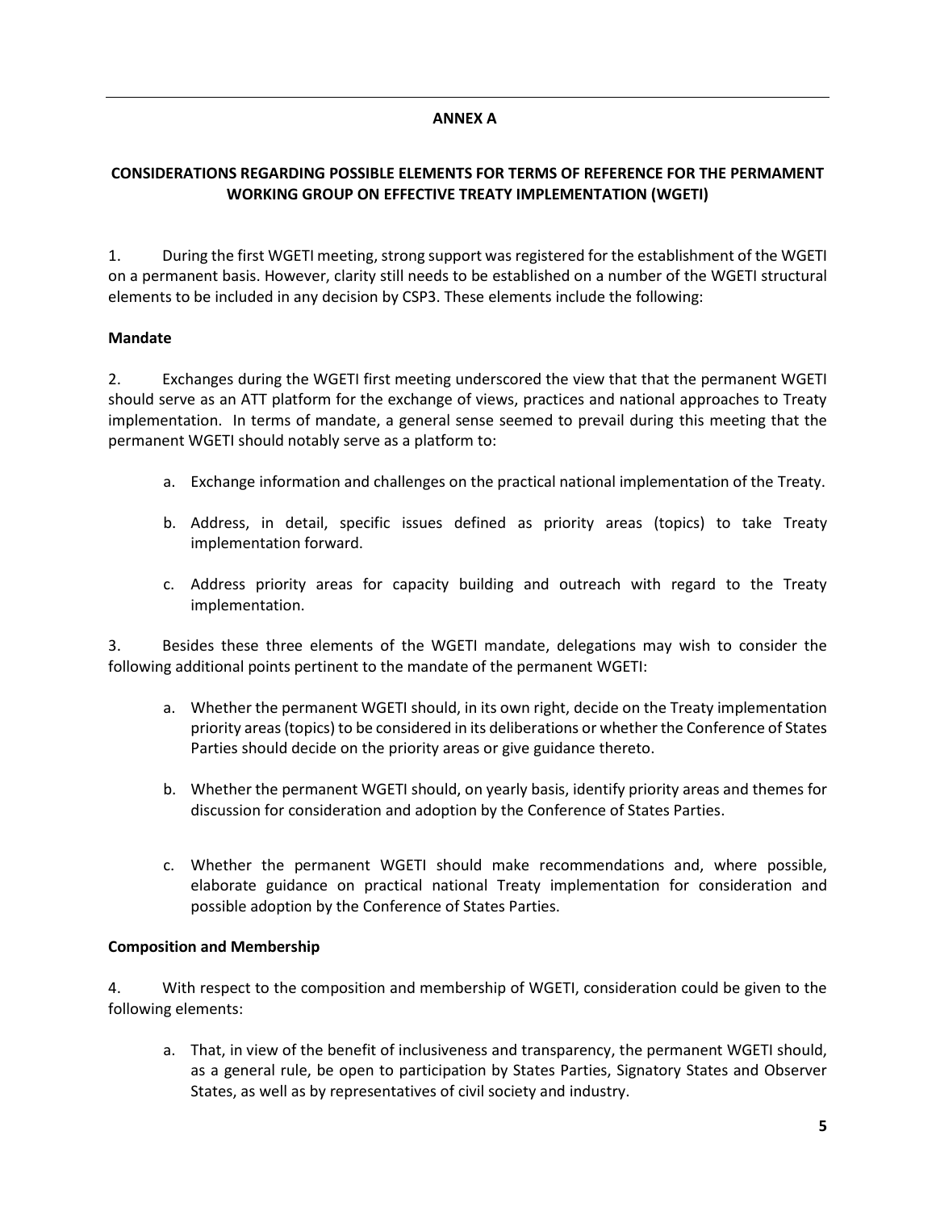**ANNEX A**

**CONSIDERATIONS REGARDING POSSIBLE ELEMENTS FOR TERMS OF REFERENCE FOR THE PERMAMENT WORKING GROUP ON EFFECTIVE TREATY IMPLEMENTATION (WGETI)**

1. During the first WGETI meeting, strong support was registered for the establishment of the WGETI on a permanent basis. However, clarity still needs to be established on a number of the WGETI structural elements to be included in any decision by CSP3. These elements include the following:

**Mandate**

2. Exchanges during the WGETI first meeting underscored the view that that the permanent WGETI should serve as an ATT platform for the exchange of views, practices and national approaches to Treaty implementation. In terms of mandate, a general sense seemed to prevail during this meeting that the permanent WGETI should notably serve as a platform to:

a. Exchange information and challenges on the practical national implementation of the Treaty.

b. Address, in detail, specific issues defined as priority areas (topics) to take Treaty implementation forward.

c. Address priority areas for capacity building and outreach with regard to the Treaty implementation.

3. Besides these three elements of the WGETI mandate, delegations may wish to consider the following additional points pertinent to the mandate of the permanent WGETI:

a. Whether the permanent WGETI should, in its own right, decide on the Treaty implementation priority areas (topics) to be considered in its deliberations or whether the Conference of States Parties should decide on the priority areas or give guidance thereto.

b. Whether the permanent WGETI should, on yearly basis, identify priority areas and themes for discussion for consideration and adoption by the Conference of States Parties.

c. Whether the permanent WGETI should make recommendations and, where possible, elaborate guidance on practical national Treaty implementation for consideration and possible adoption by the Conference of States Parties.

**Composition and Membership**

4. With respect to the composition and membership of WGETI, consideration could be given to the following elements:

a. That, in view of the benefit of inclusiveness and transparency, the permanent WGETI should, as a general rule, be open to participation by States Parties, Signatory States and Observer States, as well as by representatives of civil society and industry.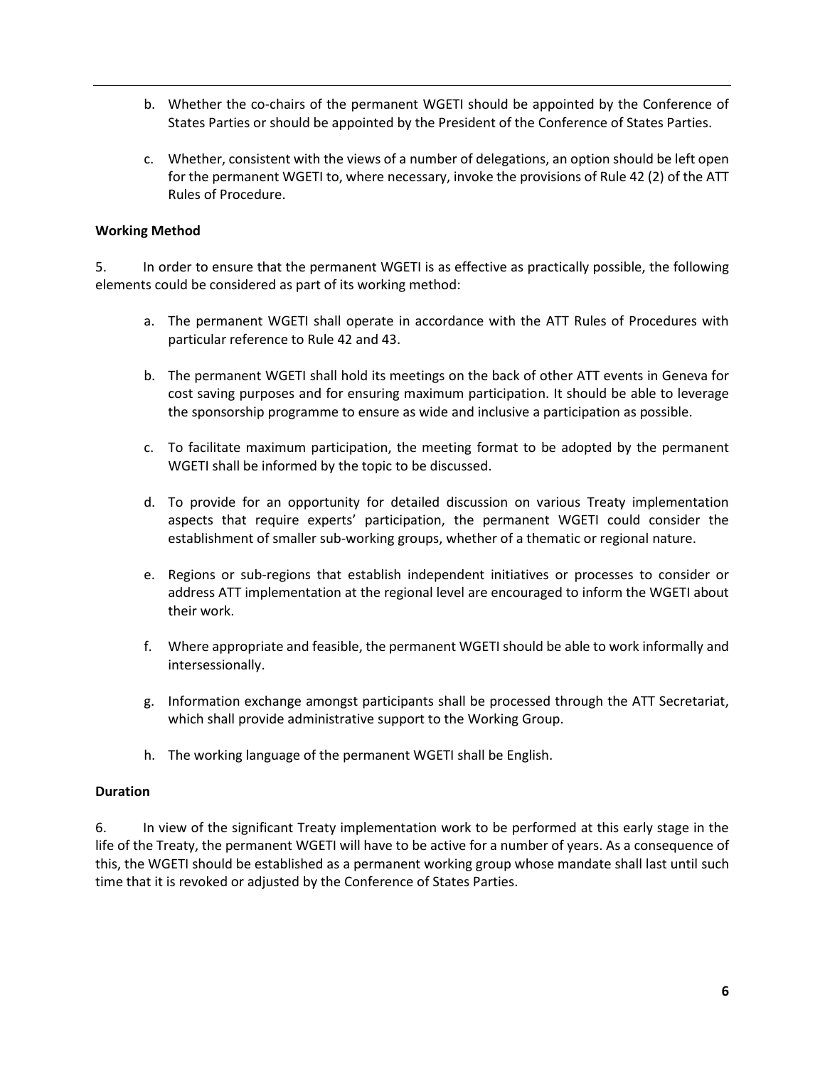b. Whether the co-chairs of the permanent WGETI should be appointed by the Conference of States Parties or should be appointed by the President of the Conference of States Parties.

c. Whether, consistent with the views of a number of delegations, an option should be left open for the permanent WGETI to, where necessary, invoke the provisions of Rule 42 (2) of the ATT Rules of Procedure.

**Working Method**

5. In order to ensure that the permanent WGETI is as effective as practically possible, the following elements could be considered as part of its working method:

a. The permanent WGETI shall operate in accordance with the ATT Rules of Procedures with particular reference to Rule 42 and 43.

b. The permanent WGETI shall hold its meetings on the back of other ATT events in Geneva for cost saving purposes and for ensuring maximum participation. It should be able to leverage the sponsorship programme to ensure as wide and inclusive a participation as possible.

c. To facilitate maximum participation, the meeting format to be adopted by the permanent WGETI shall be informed by the topic to be discussed.

d. To provide for an opportunity for detailed discussion on various Treaty implementation aspects that require experts' participation, the permanent WGETI could consider the establishment of smaller sub-working groups, whether of a thematic or regional nature.

e. Regions or sub-regions that establish independent initiatives or processes to consider or address ATT implementation at the regional level are encouraged to inform the WGETI about their work.

f. Where appropriate and feasible, the permanent WGETI should be able to work informally and intersessionally.

g. Information exchange amongst participants shall be processed through the ATT Secretariat, which shall provide administrative support to the Working Group.

h. The working language of the permanent WGETI shall be English.

**Duration**

6. In view of the significant Treaty implementation work to be performed at this early stage in the life of the Treaty, the permanent WGETI will have to be active for a number of years. As a consequence of this, the WGETI should be established as a permanent working group whose mandate shall last until such time that it is revoked or adjusted by the Conference of States Parties.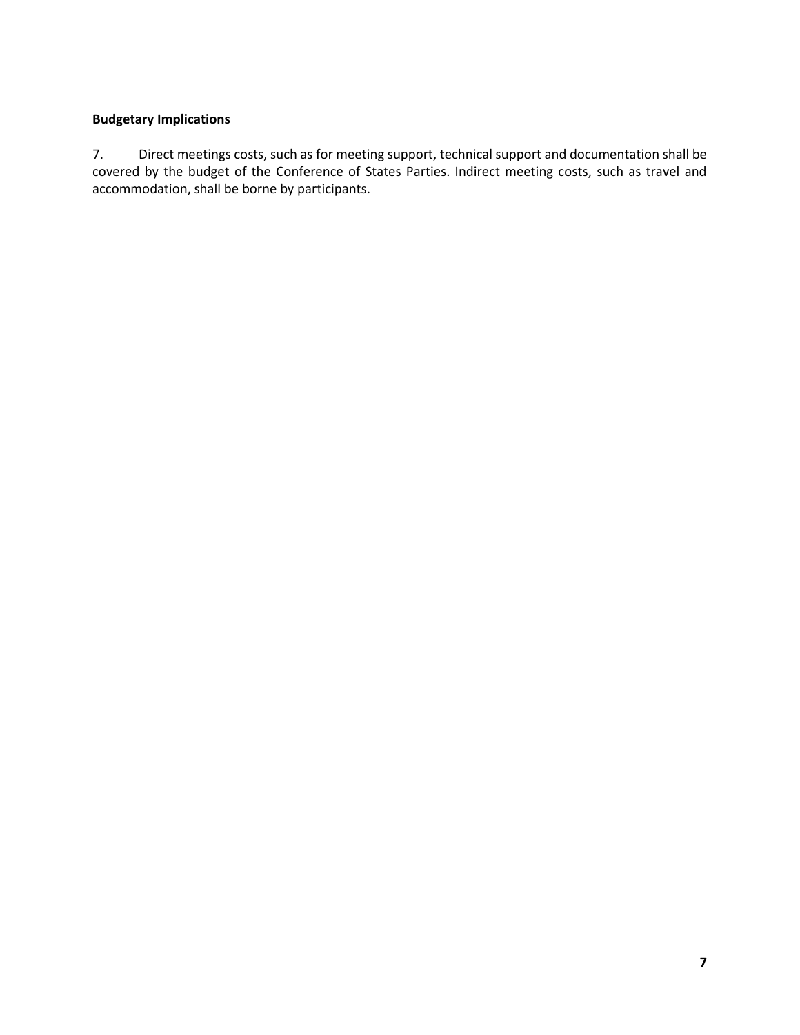**Budgetary Implications**

7. Direct meetings costs, such as for meeting support, technical support and documentation shall be covered by the budget of the Conference of States Parties. Indirect meeting costs, such as travel and accommodation, shall be borne by participants.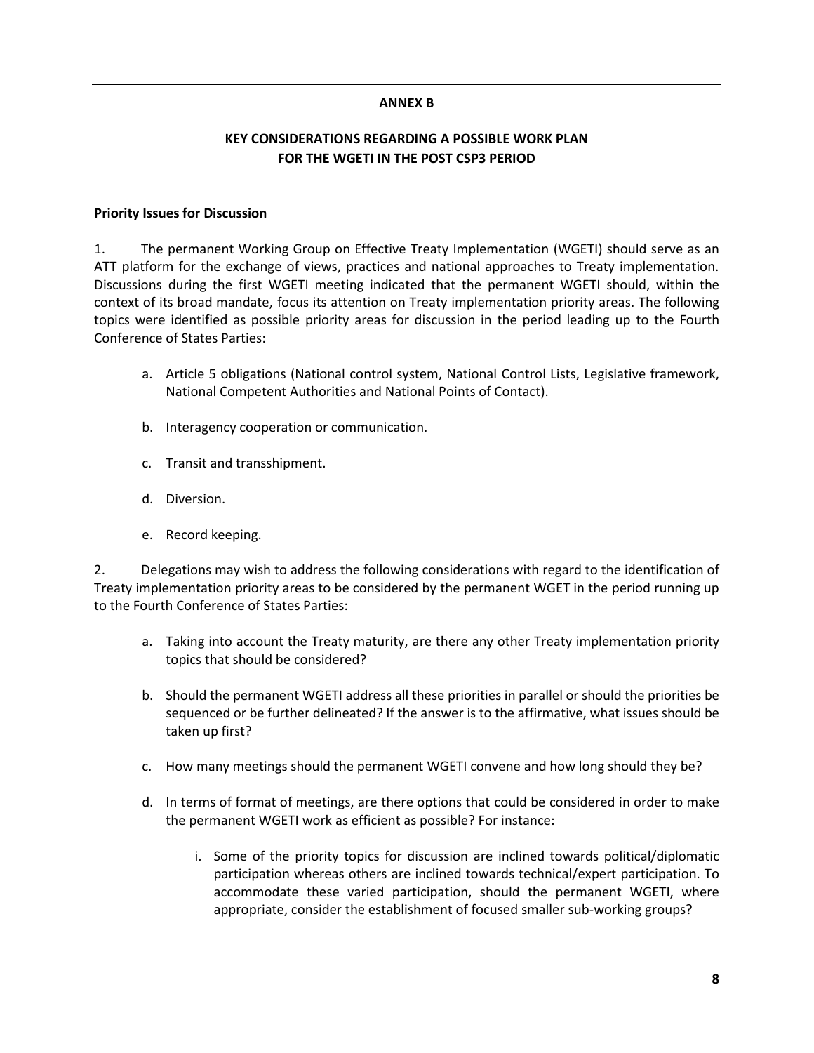**ANNEX B**

**KEY CONSIDERATIONS REGARDING A POSSIBLE WORK PLAN FOR THE WGETI IN THE POST CSP3 PERIOD**

**Priority Issues for Discussion**

1. The permanent Working Group on Effective Treaty Implementation (WGETI) should serve as an ATT platform for the exchange of views, practices and national approaches to Treaty implementation. Discussions during the first WGETI meeting indicated that the permanent WGETI should, within the context of its broad mandate, focus its attention on Treaty implementation priority areas. The following topics were identified as possible priority areas for discussion in the period leading up to the Fourth Conference of States Parties:

   a. Article 5 obligations (National control system, National Control Lists, Legislative framework, National Competent Authorities and National Points of Contact).

   b. Interagency cooperation or communication.

   c. Transit and transshipment.

   d. Diversion.

   e. Record keeping.

2. Delegations may wish to address the following considerations with regard to the identification of Treaty implementation priority areas to be considered by the permanent WGET in the period running up to the Fourth Conference of States Parties:

   a. Taking into account the Treaty maturity, are there any other Treaty implementation priority topics that should be considered?

   b. Should the permanent WGETI address all these priorities in parallel or should the priorities be sequenced or be further delineated? If the answer is to the affirmative, what issues should be taken up first?

   c. How many meetings should the permanent WGETI convene and how long should they be?

   d. In terms of format of meetings, are there options that could be considered in order to make the permanent WGETI work as efficient as possible? For instance:

      i. Some of the priority topics for discussion are inclined towards political/diplomatic participation whereas others are inclined towards technical/expert participation. To accommodate these varied participation, should the permanent WGETI, where appropriate, consider the establishment of focused smaller sub-working groups?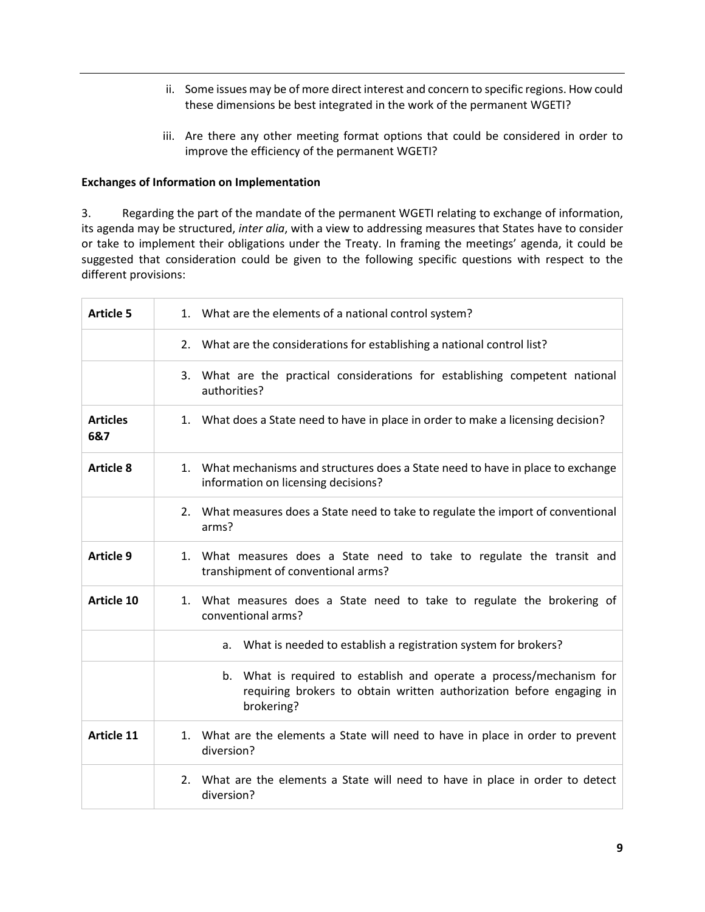ii. Some issues may be of more direct interest and concern to specific regions. How could these dimensions be best integrated in the work of the permanent WGETI?

iii. Are there any other meeting format options that could be considered in order to improve the efficiency of the permanent WGETI?

**Exchanges of Information on Implementation**

3. Regarding the part of the mandate of the permanent WGETI relating to exchange of information, its agenda may be structured, *inter alia*, with a view to addressing measures that States have to consider or take to implement their obligations under the Treaty. In framing the meetings' agenda, it could be suggested that consideration could be given to the following specific questions with respect to the different provisions:

| | |
|---|---|
| **Article 5** | 1. What are the elements of a national control system? |
| | 2. What are the considerations for establishing a national control list? |
| | 3. What are the practical considerations for establishing competent national authorities? |
| **Articles 6&7** | 1. What does a State need to have in place in order to make a licensing decision? |
| **Article 8** | 1. What mechanisms and structures does a State need to have in place to exchange information on licensing decisions? |
| | 2. What measures does a State need to take to regulate the import of conventional arms? |
| **Article 9** | 1. What measures does a State need to take to regulate the transit and transhipment of conventional arms? |
| **Article 10** | 1. What measures does a State need to take to regulate the brokering of conventional arms? |
| | a. What is needed to establish a registration system for brokers? |
| | b. What is required to establish and operate a process/mechanism for requiring brokers to obtain written authorization before engaging in brokering? |
| **Article 11** | 1. What are the elements a State will need to have in place in order to prevent diversion? |
| | 2. What are the elements a State will need to have in place in order to detect diversion? |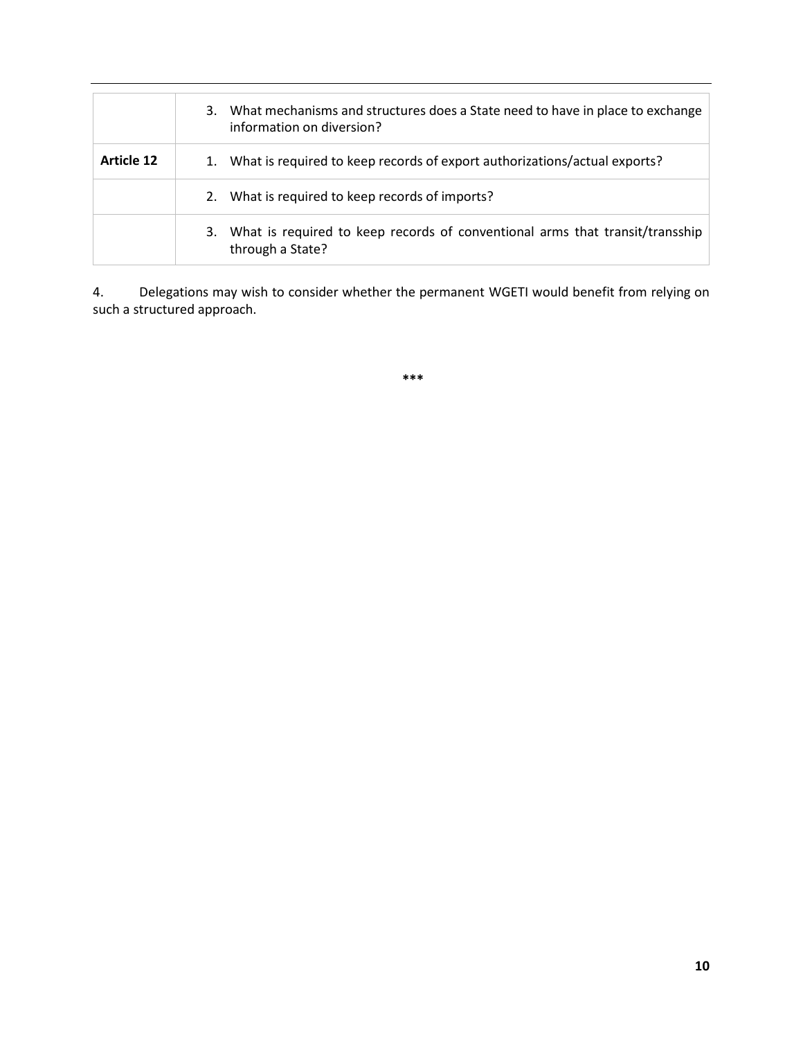| | |
|---|---|
| | 3. What mechanisms and structures does a State need to have in place to exchange information on diversion? |
| **Article 12** | 1. What is required to keep records of export authorizations/actual exports? |
| | 2. What is required to keep records of imports? |
| | 3. What is required to keep records of conventional arms that transit/transship through a State? |

4. Delegations may wish to consider whether the permanent WGETI would benefit from relying on such a structured approach.

***